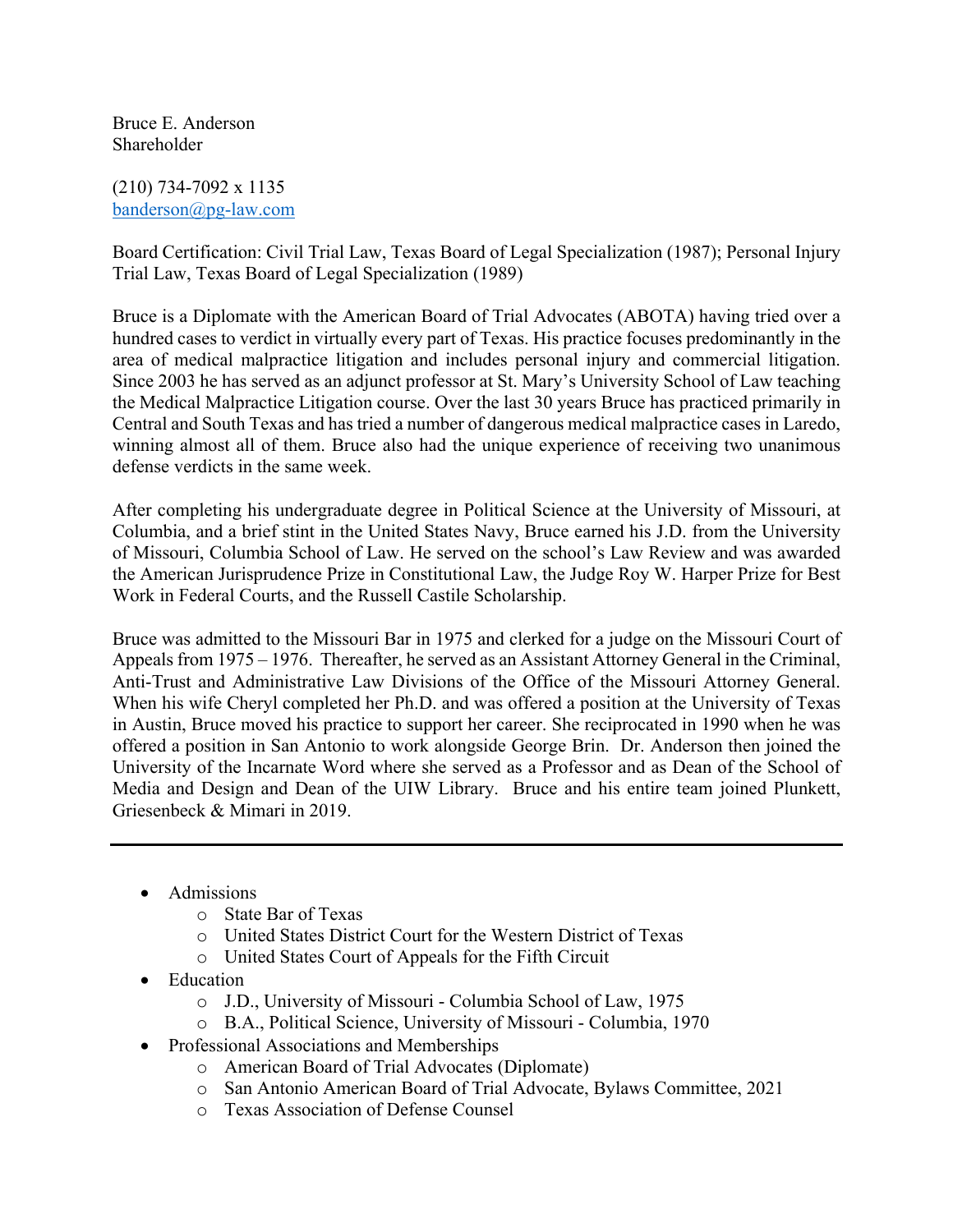Bruce E. Anderson
Shareholder

(210) 734-7092 x 1135
[banderson@pg-law.com](mailto:banderson@pg-law.com)

Board Certification: Civil Trial Law, Texas Board of Legal Specialization (1987); Personal Injury Trial Law, Texas Board of Legal Specialization (1989)

Bruce is a Diplomate with the American Board of Trial Advocates (ABOTA) having tried over a hundred cases to verdict in virtually every part of Texas. His practice focuses predominantly in the area of medical malpractice litigation and includes personal injury and commercial litigation. Since 2003 he has served as an adjunct professor at St. Mary's University School of Law teaching the Medical Malpractice Litigation course. Over the last 30 years Bruce has practiced primarily in Central and South Texas and has tried a number of dangerous medical malpractice cases in Laredo, winning almost all of them. Bruce also had the unique experience of receiving two unanimous defense verdicts in the same week.

After completing his undergraduate degree in Political Science at the University of Missouri, at Columbia, and a brief stint in the United States Navy, Bruce earned his J.D. from the University of Missouri, Columbia School of Law. He served on the school's Law Review and was awarded the American Jurisprudence Prize in Constitutional Law, the Judge Roy W. Harper Prize for Best Work in Federal Courts, and the Russell Castile Scholarship.

Bruce was admitted to the Missouri Bar in 1975 and clerked for a judge on the Missouri Court of Appeals from 1975 – 1976. Thereafter, he served as an Assistant Attorney General in the Criminal, Anti-Trust and Administrative Law Divisions of the Office of the Missouri Attorney General. When his wife Cheryl completed her Ph.D. and was offered a position at the University of Texas in Austin, Bruce moved his practice to support her career. She reciprocated in 1990 when he was offered a position in San Antonio to work alongside George Brin. Dr. Anderson then joined the University of the Incarnate Word where she served as a Professor and as Dean of the School of Media and Design and Dean of the UIW Library. Bruce and his entire team joined Plunkett, Griesenbeck & Mimari in 2019.

---

- Admissions
  - State Bar of Texas
  - United States District Court for the Western District of Texas
  - United States Court of Appeals for the Fifth Circuit
- Education
  - J.D., University of Missouri - Columbia School of Law, 1975
  - B.A., Political Science, University of Missouri - Columbia, 1970
- Professional Associations and Memberships
  - American Board of Trial Advocates (Diplomate)
  - San Antonio American Board of Trial Advocate, Bylaws Committee, 2021
  - Texas Association of Defense Counsel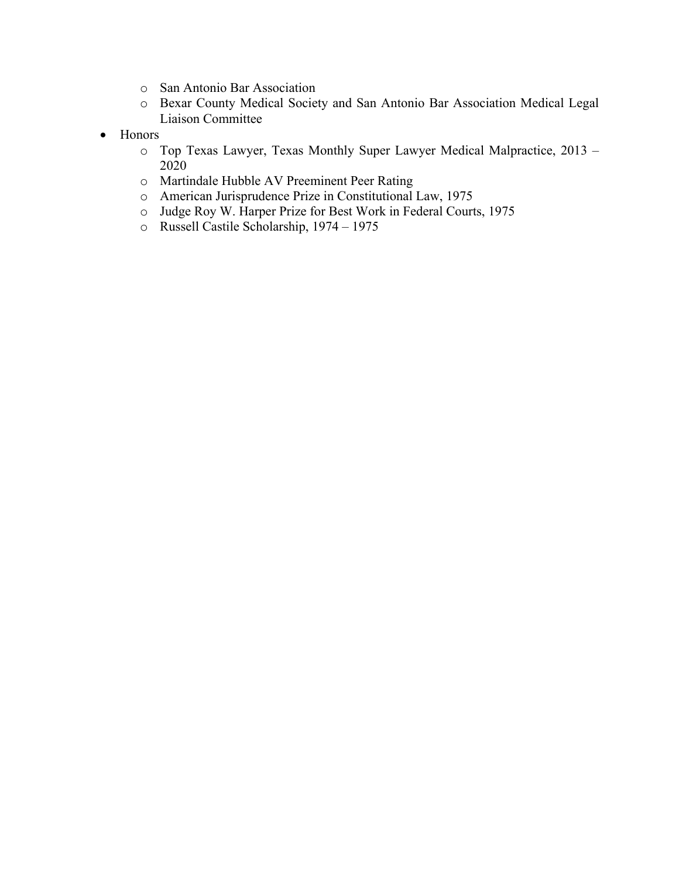- San Antonio Bar Association
  - Bexar County Medical Society and San Antonio Bar Association Medical Legal Liaison Committee
- Honors
  - Top Texas Lawyer, Texas Monthly Super Lawyer Medical Malpractice, 2013 – 2020
  - Martindale Hubble AV Preeminent Peer Rating
  - American Jurisprudence Prize in Constitutional Law, 1975
  - Judge Roy W. Harper Prize for Best Work in Federal Courts, 1975
  - Russell Castile Scholarship, 1974 – 1975